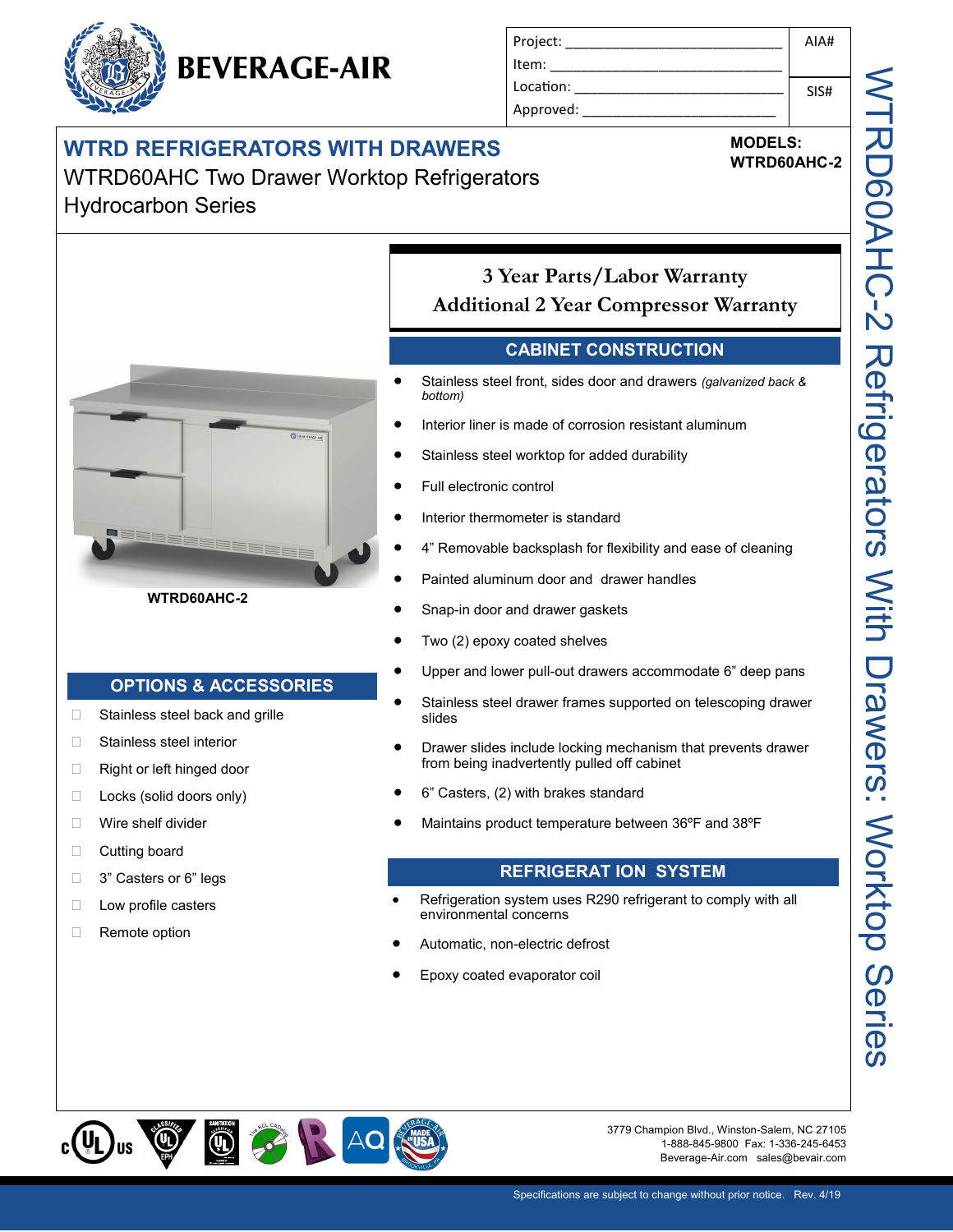# BEVERAGE-AIR

| Project: ______________________________ | AIA# |
| --- | --- |
| Item: ______________________________ | |
| Location: ______________________________ | SIS# |
| Approved: ______________________________ | |

## WTRD REFRIGERATORS WITH DRAWERS

WTRD60AHC Two Drawer Worktop Refrigerators
Hydrocarbon Series

**MODELS:**
**WTRD60AHC-2**

WTRD60AHC-2 Refrigerators With Drawers: Worktop Series

**WTRD60AHC-2**

**3 Year Parts/Labor Warranty**
**Additional 2 Year Compressor Warranty**

### CABINET CONSTRUCTION

- Stainless steel front, sides door and drawers *(galvanized back & bottom)*
- Interior liner is made of corrosion resistant aluminum
- Stainless steel worktop for added durability
- Full electronic control
- Interior thermometer is standard
- 4" Removable backsplash for flexibility and ease of cleaning
- Painted aluminum door and drawer handles
- Snap-in door and drawer gaskets
- Two (2) epoxy coated shelves
- Upper and lower pull-out drawers accommodate 6" deep pans
- Stainless steel drawer frames supported on telescoping drawer slides
- Drawer slides include locking mechanism that prevents drawer from being inadvertently pulled off cabinet
- 6" Casters, (2) with brakes standard
- Maintains product temperature between 36ºF and 38ºF

### REFRIGERAT ION SYSTEM

- Refrigeration system uses R290 refrigerant to comply with all environmental concerns
- Automatic, non-electric defrost
- Epoxy coated evaporator coil

### OPTIONS & ACCESSORIES

- ☐ Stainless steel back and grille
- ☐ Stainless steel interior
- ☐ Right or left hinged door
- ☐ Locks (solid doors only)
- ☐ Wire shelf divider
- ☐ Cutting board
- ☐ 3" Casters or 6" legs
- ☐ Low profile casters
- ☐ Remote option

3779 Champion Blvd., Winston-Salem, NC 27105
1-888-845-9800 Fax: 1-336-245-6453
Beverage-Air.com sales@bevair.com

Specifications are subject to change without prior notice. Rev. 4/19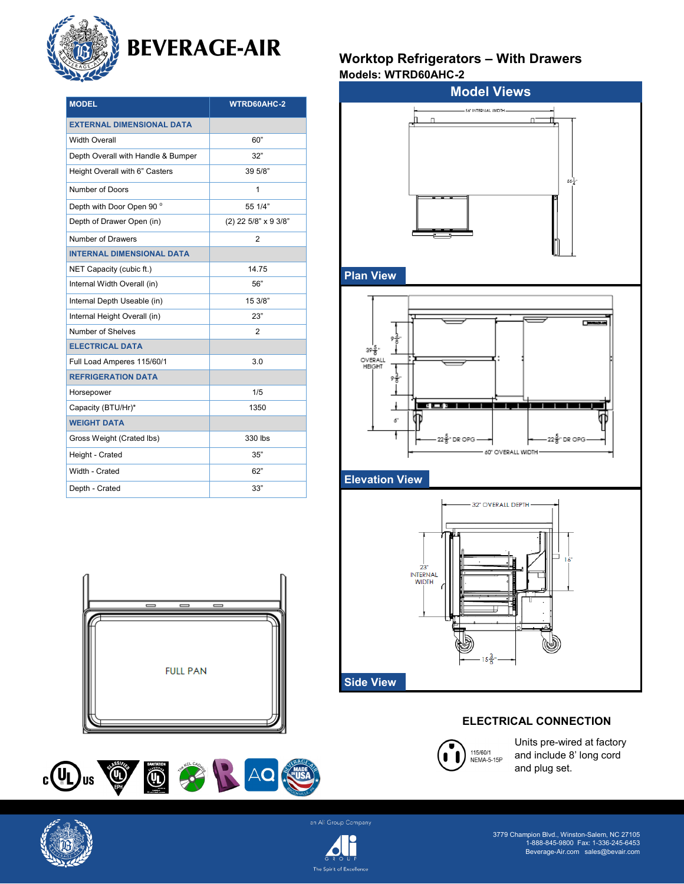# BEVERAGE-AIR

## Worktop Refrigerators – With Drawers

**Models: WTRD60AHC-2**

| MODEL | WTRD60AHC-2 |
|---|---|
| **EXTERNAL DIMENSIONAL DATA** | |
| Width Overall | 60” |
| Depth Overall with Handle & Bumper | 32” |
| Height Overall with 6” Casters | 39 5/8” |
| Number of Doors | 1 |
| Depth with Door Open 90 ° | 55 1/4” |
| Depth of Drawer Open (in) | (2) 22 5/8” x 9 3/8” |
| Number of Drawers | 2 |
| **INTERNAL DIMENSIONAL DATA** | |
| NET Capacity (cubic ft.) | 14.75 |
| Internal Width Overall (in) | 56” |
| Internal Depth Useable (in) | 15 3/8” |
| Internal Height Overall (in) | 23” |
| Number of Shelves | 2 |
| **ELECTRICAL DATA** | |
| Full Load Amperes 115/60/1 | 3.0 |
| **REFRIGERATION DATA** | |
| Horsepower | 1/5 |
| Capacity (BTU/Hr)* | 1350 |
| **WEIGHT DATA** | |
| Gross Weight (Crated lbs) | 330 lbs |
| Height - Crated | 35” |
| Width - Crated | 62” |
| Depth - Crated | 33” |

FULL PAN

## Model Views

56" INTERNAL WIDTH

55 1/4"

Plan View

39 5/8" OVERALL HEIGHT

9 3/8"

9 3/8"

6"

22 5/8" DR OPG

22 5/8" DR OPG

60" OVERALL WIDTH

Elevation View

32" OVERALL DEPTH

23" INTERNAL WIDTH

16"

15 3/8"

Side View

## ELECTRICAL CONNECTION

115/60/1
NEMA-5-15P

Units pre-wired at factory and include 8’ long cord and plug set.

an Ali Group Company

The Spirit of Excellence

3779 Champion Blvd., Winston-Salem, NC 27105
1-888-845-9800 Fax: 1-336-245-6453
Beverage-Air.com sales@bevair.com